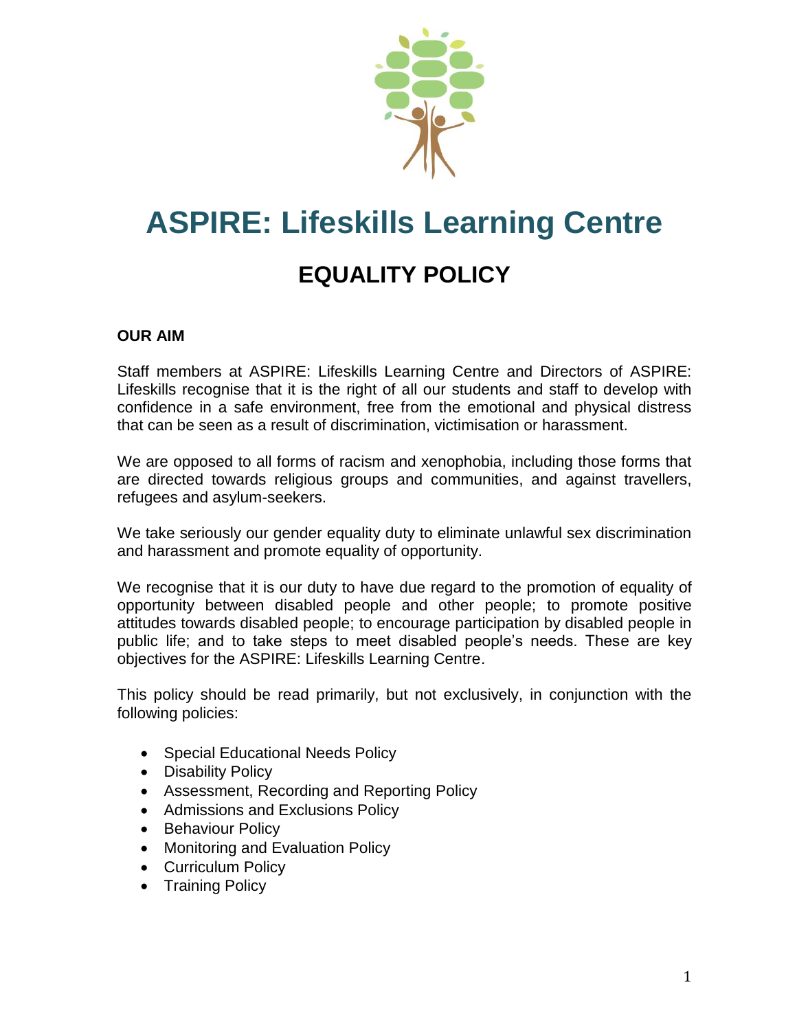# ASPIRE: Lifeskills Learning Centre

## EQUALITY POLICY

**OUR AIM**

Staff members at ASPIRE: Lifeskills Learning Centre and Directors of ASPIRE: Lifeskills recognise that it is the right of all our students and staff to develop with confidence in a safe environment, free from the emotional and physical distress that can be seen as a result of discrimination, victimisation or harassment.

We are opposed to all forms of racism and xenophobia, including those forms that are directed towards religious groups and communities, and against travellers, refugees and asylum-seekers.

We take seriously our gender equality duty to eliminate unlawful sex discrimination and harassment and promote equality of opportunity.

We recognise that it is our duty to have due regard to the promotion of equality of opportunity between disabled people and other people; to promote positive attitudes towards disabled people; to encourage participation by disabled people in public life; and to take steps to meet disabled people's needs. These are key objectives for the ASPIRE: Lifeskills Learning Centre.

This policy should be read primarily, but not exclusively, in conjunction with the following policies:

- Special Educational Needs Policy
- Disability Policy
- Assessment, Recording and Reporting Policy
- Admissions and Exclusions Policy
- Behaviour Policy
- Monitoring and Evaluation Policy
- Curriculum Policy
- Training Policy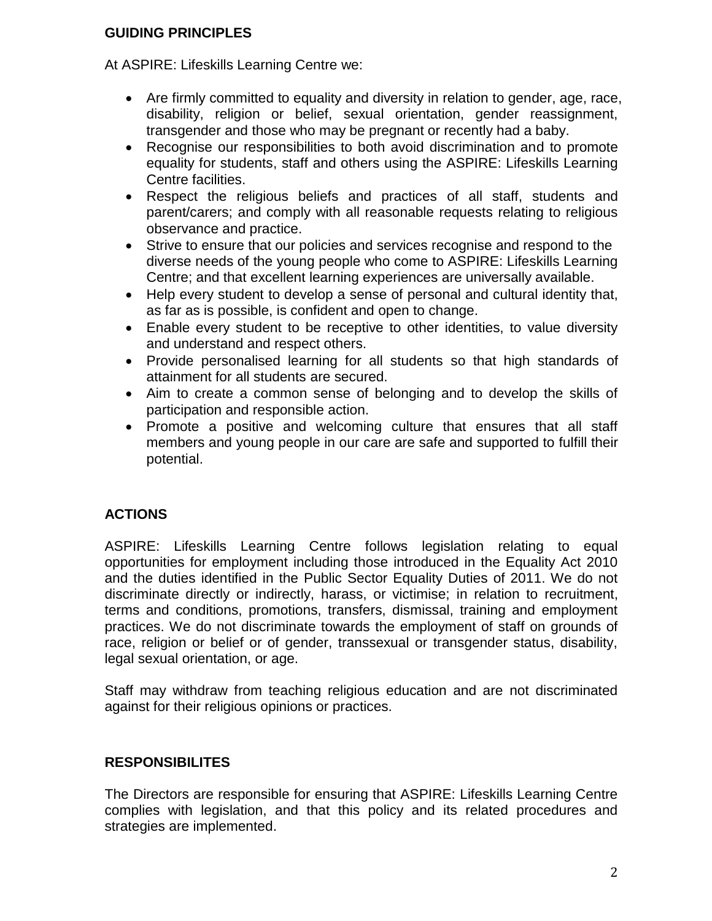## GUIDING PRINCIPLES

At ASPIRE: Lifeskills Learning Centre we:

- Are firmly committed to equality and diversity in relation to gender, age, race, disability, religion or belief, sexual orientation, gender reassignment, transgender and those who may be pregnant or recently had a baby.
- Recognise our responsibilities to both avoid discrimination and to promote equality for students, staff and others using the ASPIRE: Lifeskills Learning Centre facilities.
- Respect the religious beliefs and practices of all staff, students and parent/carers; and comply with all reasonable requests relating to religious observance and practice.
- Strive to ensure that our policies and services recognise and respond to the diverse needs of the young people who come to ASPIRE: Lifeskills Learning Centre; and that excellent learning experiences are universally available.
- Help every student to develop a sense of personal and cultural identity that, as far as is possible, is confident and open to change.
- Enable every student to be receptive to other identities, to value diversity and understand and respect others.
- Provide personalised learning for all students so that high standards of attainment for all students are secured.
- Aim to create a common sense of belonging and to develop the skills of participation and responsible action.
- Promote a positive and welcoming culture that ensures that all staff members and young people in our care are safe and supported to fulfill their potential.

## ACTIONS

ASPIRE: Lifeskills Learning Centre follows legislation relating to equal opportunities for employment including those introduced in the Equality Act 2010 and the duties identified in the Public Sector Equality Duties of 2011. We do not discriminate directly or indirectly, harass, or victimise; in relation to recruitment, terms and conditions, promotions, transfers, dismissal, training and employment practices. We do not discriminate towards the employment of staff on grounds of race, religion or belief or of gender, transsexual or transgender status, disability, legal sexual orientation, or age.

Staff may withdraw from teaching religious education and are not discriminated against for their religious opinions or practices.

## RESPONSIBILITES

The Directors are responsible for ensuring that ASPIRE: Lifeskills Learning Centre complies with legislation, and that this policy and its related procedures and strategies are implemented.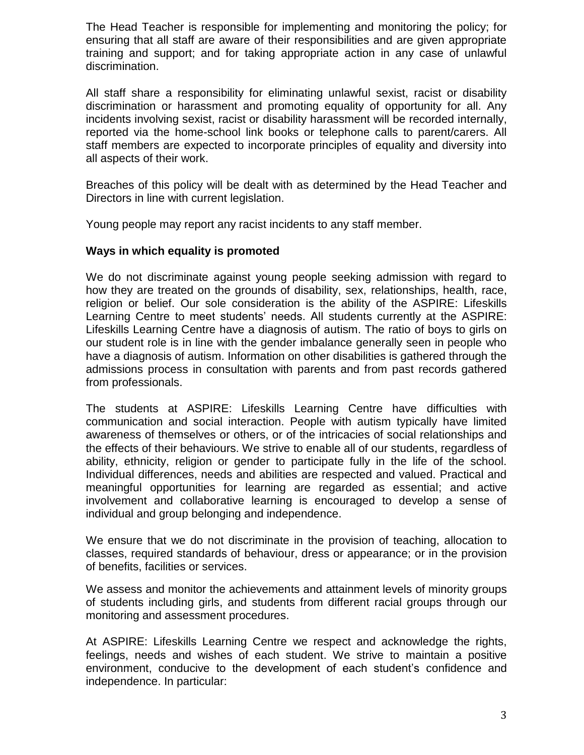The Head Teacher is responsible for implementing and monitoring the policy; for ensuring that all staff are aware of their responsibilities and are given appropriate training and support; and for taking appropriate action in any case of unlawful discrimination.

All staff share a responsibility for eliminating unlawful sexist, racist or disability discrimination or harassment and promoting equality of opportunity for all. Any incidents involving sexist, racist or disability harassment will be recorded internally, reported via the home-school link books or telephone calls to parent/carers. All staff members are expected to incorporate principles of equality and diversity into all aspects of their work.

Breaches of this policy will be dealt with as determined by the Head Teacher and Directors in line with current legislation.

Young people may report any racist incidents to any staff member.

**Ways in which equality is promoted**

We do not discriminate against young people seeking admission with regard to how they are treated on the grounds of disability, sex, relationships, health, race, religion or belief. Our sole consideration is the ability of the ASPIRE: Lifeskills Learning Centre to meet students' needs. All students currently at the ASPIRE: Lifeskills Learning Centre have a diagnosis of autism. The ratio of boys to girls on our student role is in line with the gender imbalance generally seen in people who have a diagnosis of autism. Information on other disabilities is gathered through the admissions process in consultation with parents and from past records gathered from professionals.

The students at ASPIRE: Lifeskills Learning Centre have difficulties with communication and social interaction. People with autism typically have limited awareness of themselves or others, or of the intricacies of social relationships and the effects of their behaviours. We strive to enable all of our students, regardless of ability, ethnicity, religion or gender to participate fully in the life of the school. Individual differences, needs and abilities are respected and valued. Practical and meaningful opportunities for learning are regarded as essential; and active involvement and collaborative learning is encouraged to develop a sense of individual and group belonging and independence.

We ensure that we do not discriminate in the provision of teaching, allocation to classes, required standards of behaviour, dress or appearance; or in the provision of benefits, facilities or services.

We assess and monitor the achievements and attainment levels of minority groups of students including girls, and students from different racial groups through our monitoring and assessment procedures.

At ASPIRE: Lifeskills Learning Centre we respect and acknowledge the rights, feelings, needs and wishes of each student. We strive to maintain a positive environment, conducive to the development of each student's confidence and independence. In particular: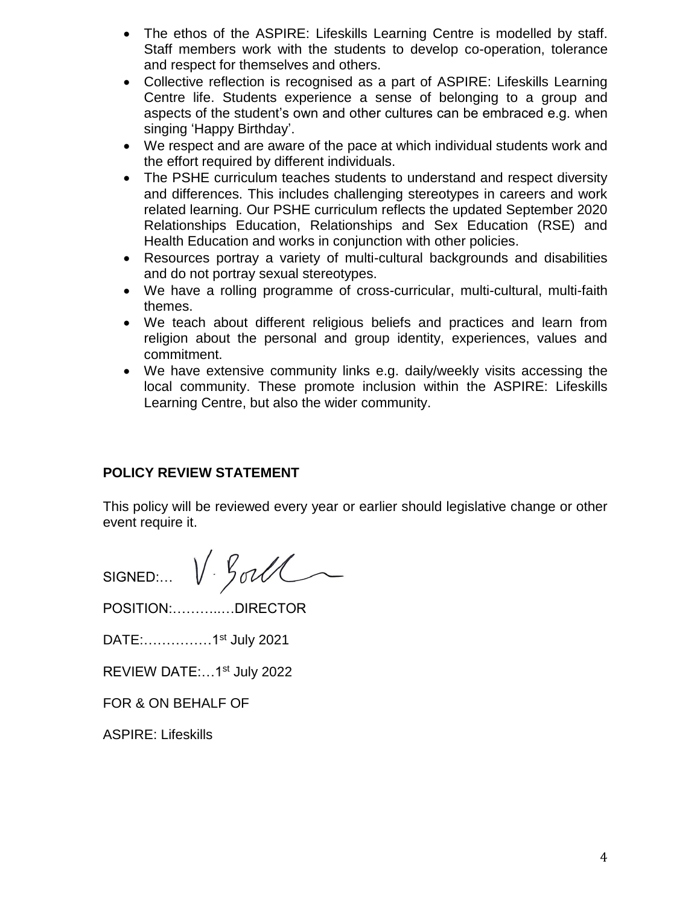- The ethos of the ASPIRE: Lifeskills Learning Centre is modelled by staff. Staff members work with the students to develop co-operation, tolerance and respect for themselves and others.
- Collective reflection is recognised as a part of ASPIRE: Lifeskills Learning Centre life. Students experience a sense of belonging to a group and aspects of the student's own and other cultures can be embraced e.g. when singing 'Happy Birthday'.
- We respect and are aware of the pace at which individual students work and the effort required by different individuals.
- The PSHE curriculum teaches students to understand and respect diversity and differences. This includes challenging stereotypes in careers and work related learning. Our PSHE curriculum reflects the updated September 2020 Relationships Education, Relationships and Sex Education (RSE) and Health Education and works in conjunction with other policies.
- Resources portray a variety of multi-cultural backgrounds and disabilities and do not portray sexual stereotypes.
- We have a rolling programme of cross-curricular, multi-cultural, multi-faith themes.
- We teach about different religious beliefs and practices and learn from religion about the personal and group identity, experiences, values and commitment.
- We have extensive community links e.g. daily/weekly visits accessing the local community. These promote inclusion within the ASPIRE: Lifeskills Learning Centre, but also the wider community.

**POLICY REVIEW STATEMENT**

This policy will be reviewed every year or earlier should legislative change or other event require it.

SIGNED:… V. Boll

POSITION:………..…DIRECTOR

DATE:……………1st July 2021

REVIEW DATE:…1st July 2022

FOR & ON BEHALF OF

ASPIRE: Lifeskills